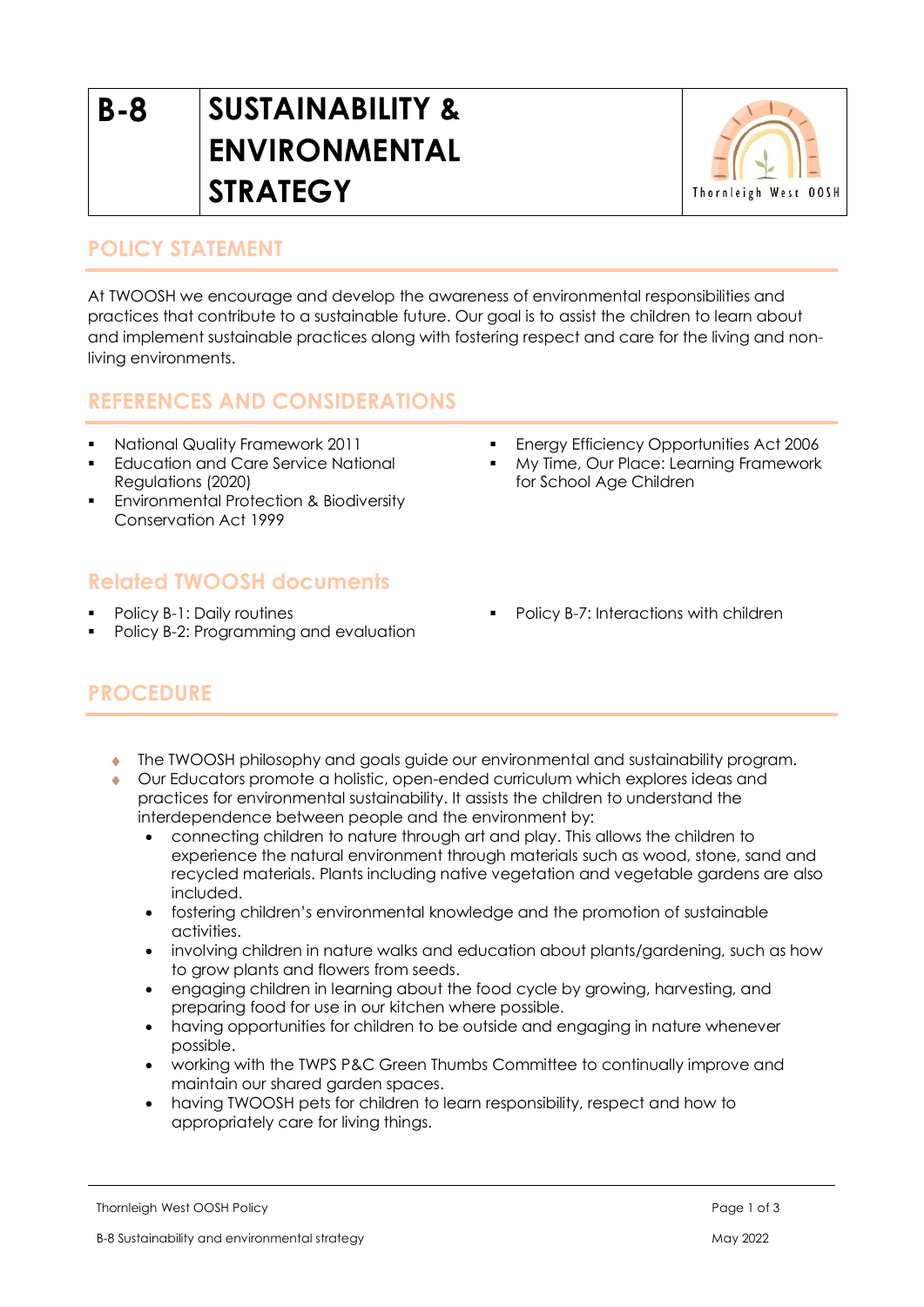# B-8 SUSTAINABILITY & ENVIRONMENTAL STRATEGY

Thornleigh West OOSH

## POLICY STATEMENT

At TWOOSH we encourage and develop the awareness of environmental responsibilities and practices that contribute to a sustainable future. Our goal is to assist the children to learn about and implement sustainable practices along with fostering respect and care for the living and non-living environments.

## REFERENCES AND CONSIDERATIONS

- National Quality Framework 2011
- Education and Care Service National Regulations (2020)
- Environmental Protection & Biodiversity Conservation Act 1999
- Energy Efficiency Opportunities Act 2006
- My Time, Our Place: Learning Framework for School Age Children

## Related TWOOSH documents

- Policy B-1: Daily routines
- Policy B-2: Programming and evaluation
- Policy B-7: Interactions with children

## PROCEDURE

- The TWOOSH philosophy and goals guide our environmental and sustainability program.
- Our Educators promote a holistic, open-ended curriculum which explores ideas and practices for environmental sustainability. It assists the children to understand the interdependence between people and the environment by:
  - connecting children to nature through art and play. This allows the children to experience the natural environment through materials such as wood, stone, sand and recycled materials. Plants including native vegetation and vegetable gardens are also included.
  - fostering children's environmental knowledge and the promotion of sustainable activities.
  - involving children in nature walks and education about plants/gardening, such as how to grow plants and flowers from seeds.
  - engaging children in learning about the food cycle by growing, harvesting, and preparing food for use in our kitchen where possible.
  - having opportunities for children to be outside and engaging in nature whenever possible.
  - working with the TWPS P&C Green Thumbs Committee to continually improve and maintain our shared garden spaces.
  - having TWOOSH pets for children to learn responsibility, respect and how to appropriately care for living things.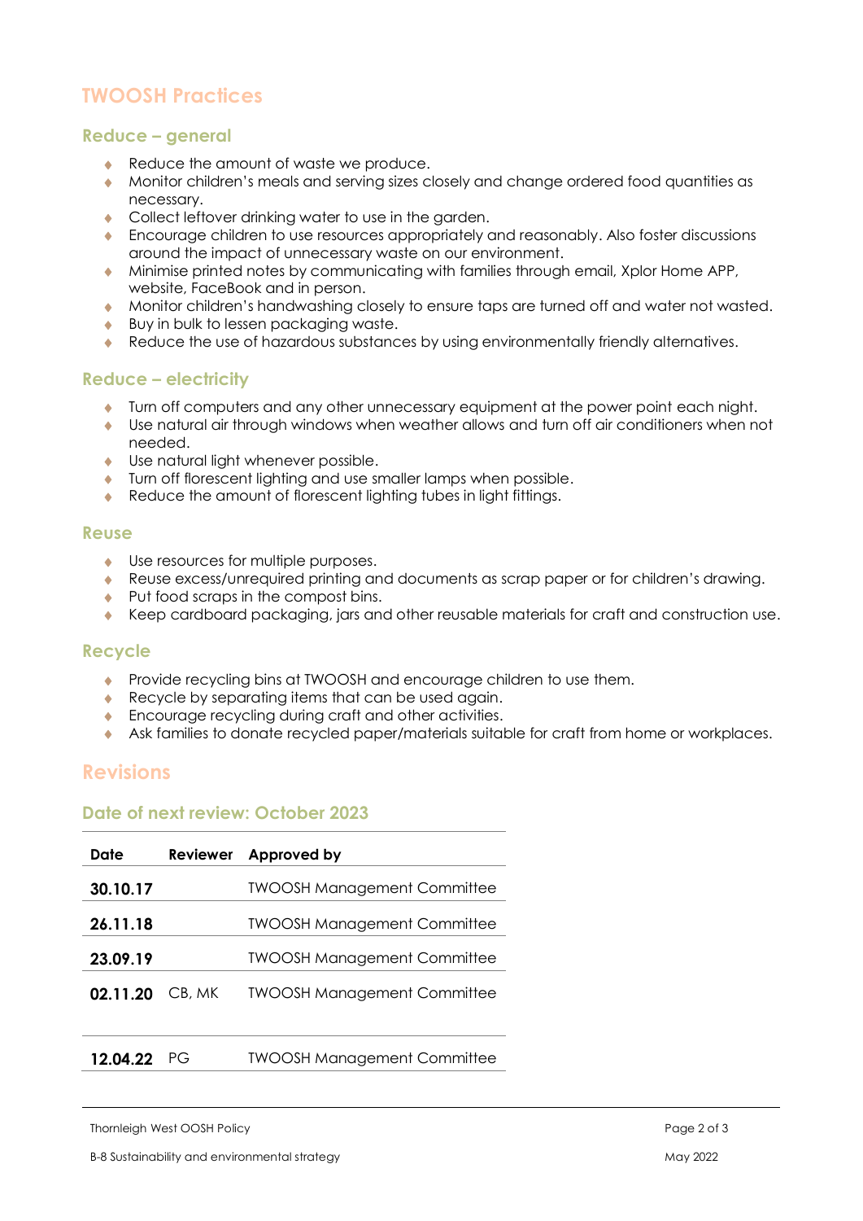## TWOOSH Practices

### Reduce – general

- Reduce the amount of waste we produce.
- Monitor children's meals and serving sizes closely and change ordered food quantities as necessary.
- Collect leftover drinking water to use in the garden.
- Encourage children to use resources appropriately and reasonably. Also foster discussions around the impact of unnecessary waste on our environment.
- Minimise printed notes by communicating with families through email, Xplor Home APP, website, FaceBook and in person.
- Monitor children's handwashing closely to ensure taps are turned off and water not wasted.
- Buy in bulk to lessen packaging waste.
- Reduce the use of hazardous substances by using environmentally friendly alternatives.

### Reduce – electricity

- Turn off computers and any other unnecessary equipment at the power point each night.
- Use natural air through windows when weather allows and turn off air conditioners when not needed.
- Use natural light whenever possible.
- Turn off florescent lighting and use smaller lamps when possible.
- Reduce the amount of florescent lighting tubes in light fittings.

### Reuse

- Use resources for multiple purposes.
- Reuse excess/unrequired printing and documents as scrap paper or for children's drawing.
- Put food scraps in the compost bins.
- Keep cardboard packaging, jars and other reusable materials for craft and construction use.

### Recycle

- Provide recycling bins at TWOOSH and encourage children to use them.
- Recycle by separating items that can be used again.
- Encourage recycling during craft and other activities.
- Ask families to donate recycled paper/materials suitable for craft from home or workplaces.

## Revisions

### Date of next review: October 2023

| Date | Reviewer | Approved by |
|---|---|---|
| **30.10.17** | | TWOOSH Management Committee |
| **26.11.18** | | TWOOSH Management Committee |
| **23.09.19** | | TWOOSH Management Committee |
| **02.11.20** | CB, MK | TWOOSH Management Committee |
| **12.04.22** | PG | TWOOSH Management Committee |